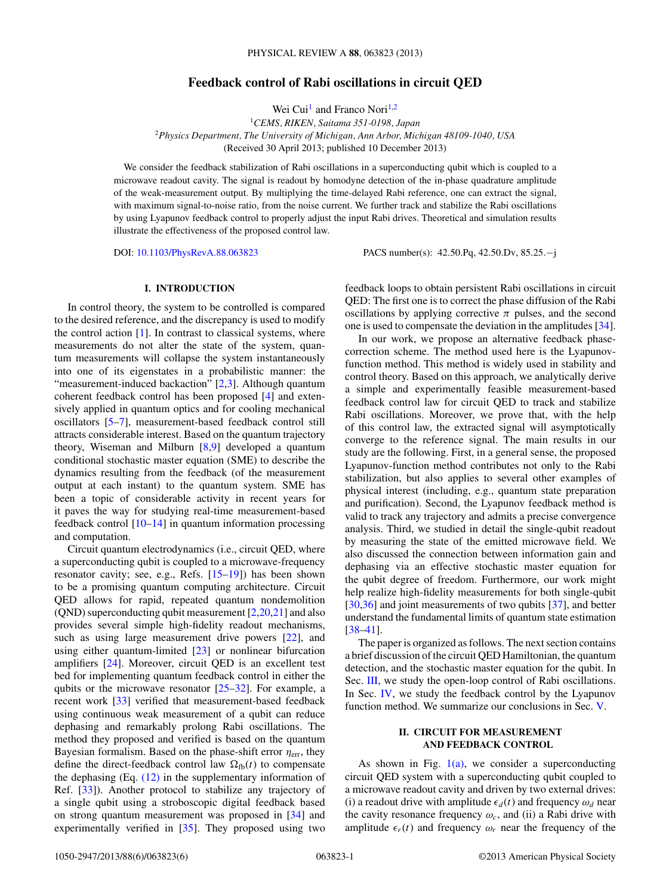# Feedback control of Rabi oscillations in circuit QED

Wei Cui[1] and Franco Nori[1,2]

[1] *CEMS, RIKEN, Saitama 351-0198, Japan*

[2] *Physics Department, The University of Michigan, Ann Arbor, Michigan 48109-1040, USA*

(Received 30 April 2013; published 10 December 2013)

We consider the feedback stabilization of Rabi oscillations in a superconducting qubit which is coupled to a microwave readout cavity. The signal is readout by homodyne detection of the in-phase quadrature amplitude of the weak-measurement output. By multiplying the time-delayed Rabi reference, one can extract the signal, with maximum signal-to-noise ratio, from the noise current. We further track and stabilize the Rabi oscillations by using Lyapunov feedback control to properly adjust the input Rabi drives. Theoretical and simulation results illustrate the effectiveness of the proposed control law.

DOI: 10.1103/PhysRevA.88.063823 PACS number(s): 42.50.Pq, 42.50.Dv, 85.25.−j

## I. INTRODUCTION

In control theory, the system to be controlled is compared to the desired reference, and the discrepancy is used to modify the control action [1]. In contrast to classical systems, where measurements do not alter the state of the system, quantum measurements will collapse the system instantaneously into one of its eigenstates in a probabilistic manner: the "measurement-induced backaction" [2,3]. Although quantum coherent feedback control has been proposed [4] and extensively applied in quantum optics and for cooling mechanical oscillators [5–7], measurement-based feedback control still attracts considerable interest. Based on the quantum trajectory theory, Wiseman and Milburn [8,9] developed a quantum conditional stochastic master equation (SME) to describe the dynamics resulting from the feedback (of the measurement output at each instant) to the quantum system. SME has been a topic of considerable activity in recent years for it paves the way for studying real-time measurement-based feedback control [10–14] in quantum information processing and computation.

Circuit quantum electrodynamics (i.e., circuit QED, where a superconducting qubit is coupled to a microwave-frequency resonator cavity; see, e.g., Refs. [15–19]) has been shown to be a promising quantum computing architecture. Circuit QED allows for rapid, repeated quantum nondemolition (QND) superconducting qubit measurement [2,20,21] and also provides several simple high-fidelity readout mechanisms, such as using large measurement drive powers [22], and using either quantum-limited [23] or nonlinear bifurcation amplifiers [24]. Moreover, circuit QED is an excellent test bed for implementing quantum feedback control in either the qubits or the microwave resonator [25–32]. For example, a recent work [33] verified that measurement-based feedback using continuous weak measurement of a qubit can reduce dephasing and remarkably prolong Rabi oscillations. The method they proposed and verified is based on the quantum Bayesian formalism. Based on the phase-shift error $\eta_{\rm err}$, they define the direct-feedback control law $\Omega_{\rm fb}(t)$ to compensate the dephasing (Eq. (12) in the supplementary information of Ref. [33]). Another protocol to stabilize any trajectory of a single qubit using a stroboscopic digital feedback based on strong quantum measurement was proposed in [34] and experimentally verified in [35]. They proposed using two feedback loops to obtain persistent Rabi oscillations in circuit QED: The first one is to correct the phase diffusion of the Rabi oscillations by applying corrective $\pi$ pulses, and the second one is used to compensate the deviation in the amplitudes [34].

In our work, we propose an alternative feedback phase-correction scheme. The method used here is the Lyapunov-function method. This method is widely used in stability and control theory. Based on this approach, we analytically derive a simple and experimentally feasible measurement-based feedback control law for circuit QED to track and stabilize Rabi oscillations. Moreover, we prove that, with the help of this control law, the extracted signal will asymptotically converge to the reference signal. The main results in our study are the following. First, in a general sense, the proposed Lyapunov-function method contributes not only to the Rabi stabilization, but also applies to several other examples of physical interest (including, e.g., quantum state preparation and purification). Second, the Lyapunov feedback method is valid to track any trajectory and admits a precise convergence analysis. Third, we studied in detail the single-qubit readout by measuring the state of the emitted microwave field. We also discussed the connection between information gain and dephasing via an effective stochastic master equation for the qubit degree of freedom. Furthermore, our work might help realize high-fidelity measurements for both single-qubit [30,36] and joint measurements of two qubits [37], and better understand the fundamental limits of quantum state estimation [38–41].

The paper is organized as follows. The next section contains a brief discussion of the circuit QED Hamiltonian, the quantum detection, and the stochastic master equation for the qubit. In Sec. III, we study the open-loop control of Rabi oscillations. In Sec. IV, we study the feedback control by the Lyapunov function method. We summarize our conclusions in Sec. V.

## II. CIRCUIT FOR MEASUREMENT AND FEEDBACK CONTROL

As shown in Fig. 1(a), we consider a superconducting circuit QED system with a superconducting qubit coupled to a microwave readout cavity and driven by two external drives: (i) a readout drive with amplitude $\epsilon_d(t)$ and frequency $\omega_d$ near the cavity resonance frequency $\omega_c$, and (ii) a Rabi drive with amplitude $\epsilon_r(t)$ and frequency $\omega_r$ near the frequency of the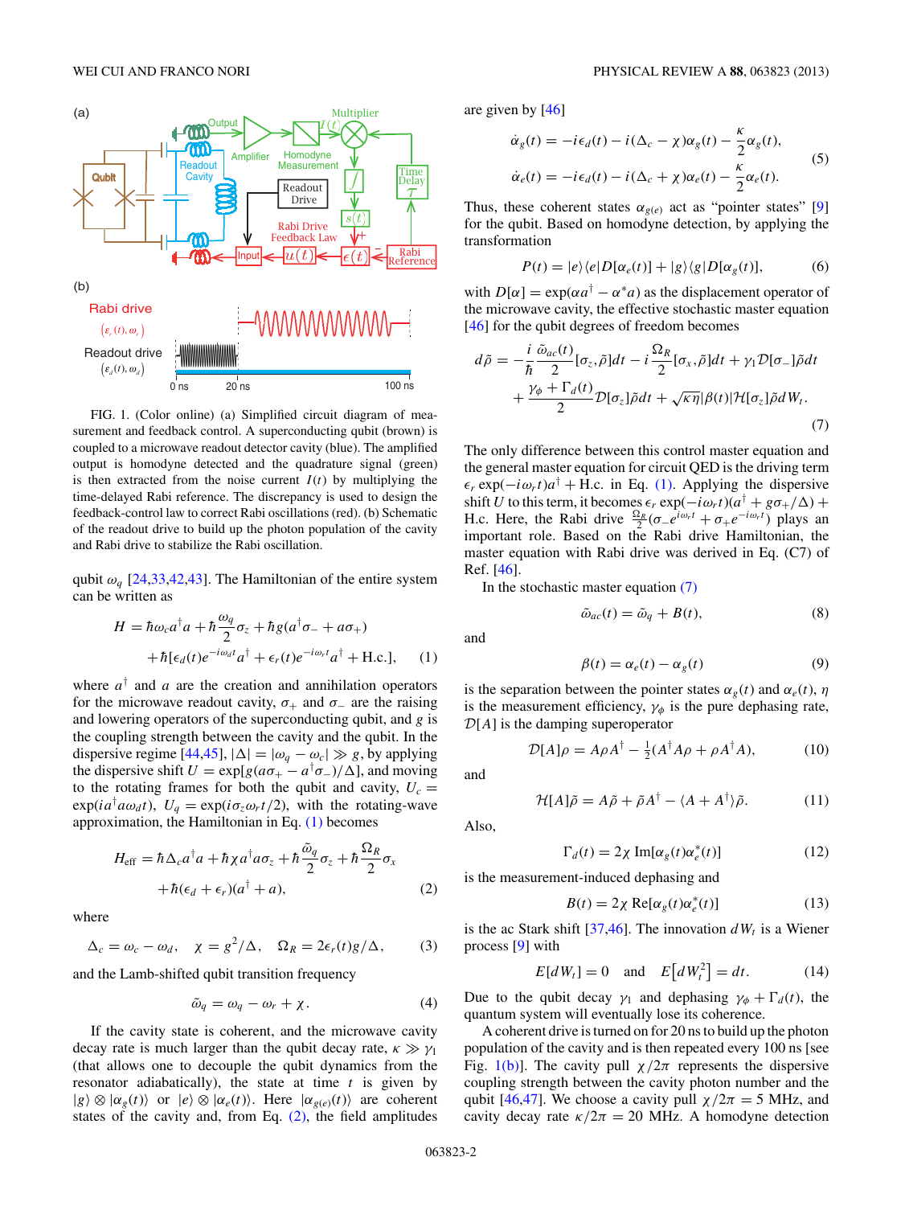FIG. 1. (Color online) (a) Simplified circuit diagram of measurement and feedback control. A superconducting qubit (brown) is coupled to a microwave readout detector cavity (blue). The amplified output is homodyne detected and the quadrature signal (green) is then extracted from the noise current $I(t)$ by multiplying the time-delayed Rabi reference. The discrepancy is used to design the feedback-control law to correct Rabi oscillations (red). (b) Schematic of the readout drive to build up the photon population of the cavity and Rabi drive to stabilize the Rabi oscillation.

qubit $\omega_q$ [24,33,42,43]. The Hamiltonian of the entire system can be written as

$$H = \hbar\omega_c a^\dagger a + \hbar\frac{\omega_q}{2}\sigma_z + \hbar g(a^\dagger\sigma_- + a\sigma_+) + \hbar[\epsilon_d(t)e^{-i\omega_d t}a^\dagger + \epsilon_r(t)e^{-i\omega_r t}a^\dagger + \text{H.c.}], \quad (1)$$

where $a^\dagger$ and $a$ are the creation and annihilation operators for the microwave readout cavity, $\sigma_+$ and $\sigma_-$ are the raising and lowering operators of the superconducting qubit, and $g$ is the coupling strength between the cavity and the qubit. In the dispersive regime [44,45], $|\Delta| = |\omega_q - \omega_c| \gg g$, by applying the dispersive shift $U = \exp[g(a\sigma_+ - a^\dagger\sigma_-)/\Delta]$, and moving to the rotating frames for both the qubit and cavity, $U_c = \exp(ia^\dagger a\omega_d t)$, $U_q = \exp(i\sigma_z\omega_r t/2)$, with the rotating-wave approximation, the Hamiltonian in Eq. (1) becomes

$$H_{\text{eff}} = \hbar\Delta_c a^\dagger a + \hbar\chi a^\dagger a\sigma_z + \hbar\frac{\tilde{\omega}_q}{2}\sigma_z + \hbar\frac{\Omega_R}{2}\sigma_x + \hbar(\epsilon_d + \epsilon_r)(a^\dagger + a), \quad (2)$$

where

$$\Delta_c = \omega_c - \omega_d, \quad \chi = g^2/\Delta, \quad \Omega_R = 2\epsilon_r(t)g/\Delta, \quad (3)$$

and the Lamb-shifted qubit transition frequency

$$\tilde{\omega}_q = \omega_q - \omega_r + \chi. \quad (4)$$

If the cavity state is coherent, and the microwave cavity decay rate is much larger than the qubit decay rate, $\kappa \gg \gamma_1$ (that allows one to decouple the qubit dynamics from the resonator adiabatically), the state at time $t$ is given by $|g\rangle \otimes |\alpha_g(t)\rangle$ or $|e\rangle \otimes |\alpha_e(t)\rangle$. Here $|\alpha_{g(e)}(t)\rangle$ are coherent states of the cavity and, from Eq. (2), the field amplitudes are given by [46]

$$\dot{\alpha}_g(t) = -i\epsilon_d(t) - i(\Delta_c - \chi)\alpha_g(t) - \frac{\kappa}{2}\alpha_g(t),$$
$$\dot{\alpha}_e(t) = -i\epsilon_d(t) - i(\Delta_c + \chi)\alpha_e(t) - \frac{\kappa}{2}\alpha_e(t). \quad (5)$$

Thus, these coherent states $\alpha_{g(e)}$ act as "pointer states" [9] for the qubit. Based on homodyne detection, by applying the transformation

$$P(t) = |e\rangle\langle e|D[\alpha_e(t)] + |g\rangle\langle g|D[\alpha_g(t)], \quad (6)$$

with $D[\alpha] = \exp(\alpha a^\dagger - \alpha^* a)$ as the displacement operator of the microwave cavity, the effective stochastic master equation [46] for the qubit degrees of freedom becomes

$$d\tilde{\rho} = -\frac{i}{\hbar}\frac{\tilde{\omega}_{ac}(t)}{2}[\sigma_z, \tilde{\rho}]dt - i\frac{\Omega_R}{2}[\sigma_x, \tilde{\rho}]dt + \gamma_1\mathcal{D}[\sigma_-]\tilde{\rho}dt + \frac{\gamma_\phi + \Gamma_d(t)}{2}\mathcal{D}[\sigma_z]\tilde{\rho}dt + \sqrt{\kappa\eta}|\beta(t)|\mathcal{H}[\sigma_z]\tilde{\rho}dW_t. \quad (7)$$

The only difference between this control master equation and the general master equation for circuit QED is the driving term $\epsilon_r \exp(-i\omega_r t)a^\dagger + \text{H.c.}$ in Eq. (1). Applying the dispersive shift $U$ to this term, $\epsilon_r \exp(-i\omega_r t)(a^\dagger + g\sigma_+/\Delta) + \text{H.c.}$ Here, the Rabi drive $\frac{\Omega_R}{2}(\sigma_- e^{i\omega_r t} + \sigma_+ e^{-i\omega_r t})$ plays an important role. Based on the Rabi drive Hamiltonian, the master equation with Rabi drive was derived in Eq. (C7) of Ref. [46].

In the stochastic master equation (7)

$$\tilde{\omega}_{ac}(t) = \tilde{\omega}_q + B(t), \quad (8)$$

and

$$\beta(t) = \alpha_e(t) - \alpha_g(t) \quad (9)$$

is the separation between the pointer states $\alpha_g(t)$ and $\alpha_e(t)$, $\eta$ is the measurement efficiency, $\gamma_\phi$ is the pure dephasing rate, $\mathcal{D}[A]$ is the damping superoperator

$$\mathcal{D}[A]\rho = A\rho A^\dagger - \tfrac{1}{2}(A^\dagger A\rho + \rho A^\dagger A), \quad (10)$$

and

$$\mathcal{H}[A]\tilde{\rho} = A\tilde{\rho} + \tilde{\rho}A^\dagger - \langle A + A^\dagger\rangle\tilde{\rho}. \quad (11)$$

Also,

$$\Gamma_d(t) = 2\chi\,\text{Im}[\alpha_g(t)\alpha_e^*(t)] \quad (12)$$

is the measurement-induced dephasing and

$$B(t) = 2\chi\,\text{Re}[\alpha_g(t)\alpha_e^*(t)] \quad (13)$$

is the ac Stark shift [37,46]. The innovation $dW_t$ is a Wiener process [9] with

$$E[dW_t] = 0 \quad \text{and} \quad E[dW_t^2] = dt. \quad (14)$$

Due to the qubit decay $\gamma_1$ and dephasing $\gamma_\phi + \Gamma_d(t)$, the quantum system will eventually lose its coherence.

A coherent drive is turned on for 20 ns to build up the photon population of the cavity and is then repeated every 100 ns [see Fig. 1(b)]. The cavity pull $\chi/2\pi$ represents the dispersive coupling strength between the cavity photon number and the qubit [46,47]. We choose a cavity pull $\chi/2\pi = 5$ MHz, and cavity decay rate $\kappa/2\pi = 20$ MHz. A homodyne detection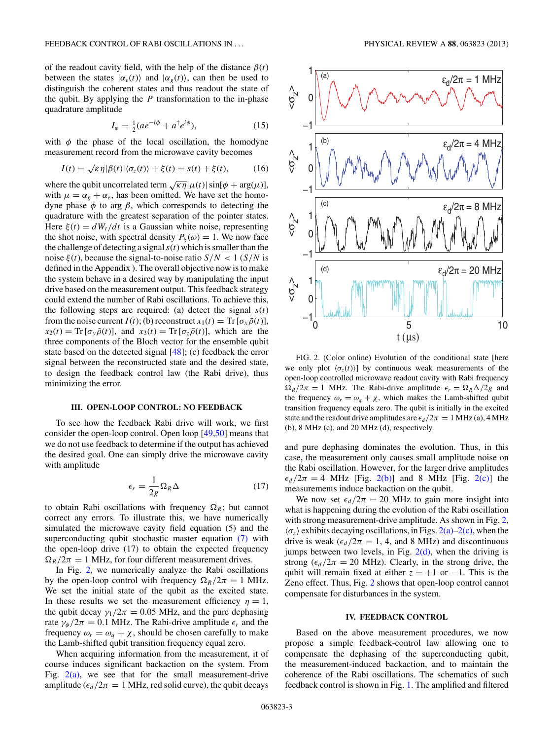of the readout cavity field, with the help of the distance $\beta(t)$ between the states $|\alpha_e(t)\rangle$ and $|\alpha_g(t)\rangle$, can then be used to distinguish the coherent states and thus readout the state of the qubit. By applying the $P$ transformation to the in-phase quadrature amplitude

$$I_\phi = \tfrac{1}{2}(ae^{-i\phi} + a^\dagger e^{i\phi}), \tag{15}$$

with $\phi$ the phase of the local oscillation, the homodyne measurement record from the microwave cavity becomes

$$I(t) = \sqrt{\kappa\eta}|\beta(t)|\langle\sigma_z(t)\rangle + \xi(t) = s(t) + \xi(t), \tag{16}$$

where the qubit uncorrelated term $\sqrt{\kappa\eta}|\mu(t)|\sin[\phi + \arg(\mu)]$, with $\mu = \alpha_g + \alpha_e$, has been omitted. We have set the homodyne phase $\phi$ to $\arg\beta$, which corresponds to detecting the quadrature with the greatest separation of the pointer states. Here $\xi(t) = dW_t/dt$ is a Gaussian white noise, representing the shot noise, with spectral density $P_\xi(\omega) = 1$. We now face the challenge of detecting a signal $s(t)$ which is smaller than the noise $\xi(t)$, because the signal-to-noise ratio $S/N < 1$ ($S/N$ is defined in the Appendix ). The overall objective now is to make the system behave in a desired way by manipulating the input drive based on the measurement output. This feedback strategy could extend the number of Rabi oscillations. To achieve this, the following steps are required: (a) detect the signal $s(t)$ from the noise current $I(t)$; (b) reconstruct $x_1(t) = \mathrm{Tr}[\sigma_x\tilde{\rho}(t)]$, $x_2(t) = \mathrm{Tr}[\sigma_y\tilde{\rho}(t)]$, and $x_3(t) = \mathrm{Tr}[\sigma_z\tilde{\rho}(t)]$, which are the three components of the Bloch vector for the ensemble qubit state based on the detected signal [48]; (c) feedback the error signal between the reconstructed state and the desired state, to design the feedback control law (the Rabi drive), thus minimizing the error.

## III. OPEN-LOOP CONTROL: NO FEEDBACK

To see how the feedback Rabi drive will work, we first consider the open-loop control. Open loop [49,50] means that we do not use feedback to determine if the output has achieved the desired goal. One can simply drive the microwave cavity with amplitude

$$\epsilon_r = \frac{1}{2g}\Omega_R\Delta \tag{17}$$

to obtain Rabi oscillations with frequency $\Omega_R$; but cannot correct any errors. To illustrate this, we have numerically simulated the microwave cavity field equation (5) and the superconducting qubit stochastic master equation (7) with the open-loop drive (17) to obtain the expected frequency $\Omega_R/2\pi = 1$ MHz, for four different measurement drives.

In Fig. 2, we numerically analyze the Rabi oscillations by the open-loop control with frequency $\Omega_R/2\pi = 1$ MHz. We set the initial state of the qubit as the excited state. In these results we set the measurement efficiency $\eta = 1$, the qubit decay $\gamma_1/2\pi = 0.05$ MHz, and the pure dephasing rate $\gamma_\phi/2\pi = 0.1$ MHz. The Rabi-drive amplitude $\epsilon_r$ and the frequency $\omega_r = \omega_q + \chi$, should be chosen carefully to make the Lamb-shifted qubit transition frequency equal zero.

When acquiring information from the measurement, it of course induces significant backaction on the system. From Fig. 2(a), we see that for the small measurement-drive amplitude ($\epsilon_d/2\pi = 1$ MHz, red solid curve), the qubit decays and pure dephasing dominates the evolution. Thus, in this case, the measurement only causes small amplitude noise on the Rabi oscillation. However, for the larger drive amplitudes $\epsilon_d/2\pi = 4$ MHz [Fig. 2(b)] and 8 MHz [Fig. 2(c)] the measurements induce backaction on the qubit.

We now set $\epsilon_d/2\pi = 20$ MHz to gain more insight into what is happening during the evolution of the Rabi oscillation with strong measurement-drive amplitude. As shown in Fig. 2, $\langle\sigma_z\rangle$ exhibits decaying oscillations, in Figs. 2(a)–2(c), when the drive is weak ($\epsilon_d/2\pi = 1$, 4, and 8 MHz) and discontinuous jumps between two levels, in Fig. 2(d), when the driving is strong ($\epsilon_d/2\pi = 20$ MHz). Clearly, in the strong drive, the qubit will remain fixed at either $z = +1$ or $-1$. This is the Zeno effect. Thus, Fig. 2 shows that open-loop control cannot compensate for disturbances in the system.

FIG. 2. (Color online) Evolution of the conditional state [here we only plot $\langle\sigma_z(t)\rangle$] by continuous weak measurements of the open-loop controlled microwave readout cavity with Rabi frequency $\Omega_R/2\pi = 1$ MHz. The Rabi-drive amplitude $\epsilon_r = \Omega_R\Delta/2g$ and the frequency $\omega_r = \omega_q + \chi$, which makes the Lamb-shifted qubit transition frequency equals zero. The qubit is initially in the excited state and the readout drive amplitudes are $\epsilon_d/2\pi = 1$ MHz (a), 4 MHz (b), 8 MHz (c), and 20 MHz (d), respectively.

## IV. FEEDBACK CONTROL

Based on the above measurement procedures, we now propose a simple feedback-control law allowing one to compensate the dephasing of the superconducting qubit, the measurement-induced backaction, and to maintain the coherence of the Rabi oscillations. The schematics of such feedback control is shown in Fig. 1. The amplified and filtered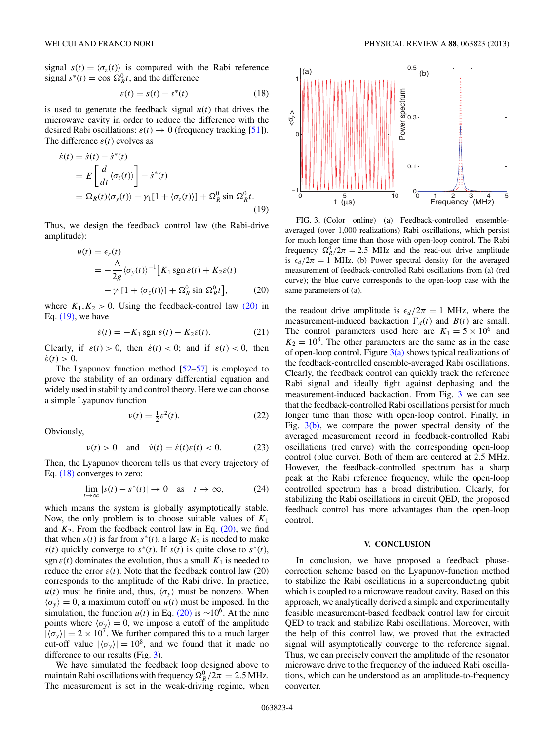signal $s(t) = \langle\sigma_z(t)\rangle$ is compared with the Rabi reference signal $s^*(t) = \cos\Omega_R^0 t$, and the difference

$$\varepsilon(t) = s(t) - s^*(t) \tag{18}$$

is used to generate the feedback signal $u(t)$ that drives the microwave cavity in order to reduce the difference with the desired Rabi oscillations: $\varepsilon(t) \to 0$ (frequency tracking [51]). The difference $\varepsilon(t)$ evolves as

$$\begin{aligned}\dot{\varepsilon}(t) &= \dot{s}(t) - \dot{s}^*(t)\\ &= E\left[\frac{d}{dt}\langle\sigma_z(t)\rangle\right] - \dot{s}^*(t)\\ &= \Omega_R(t)\langle\sigma_y(t)\rangle - \gamma_1[1 + \langle\sigma_z(t)\rangle] + \Omega_R^0 \sin\Omega_R^0 t.\end{aligned} \tag{19}$$

Thus, we design the feedback control law (the Rabi-drive amplitude):

$$\begin{aligned}u(t) &= \epsilon_r(t)\\ &= -\frac{\Delta}{2g}\langle\sigma_y(t)\rangle^{-1}\big[K_1\,\mathrm{sgn}\,\varepsilon(t) + K_2\varepsilon(t)\\ &\quad - \gamma_1[1 + \langle\sigma_z(t)\rangle] + \Omega_R^0 \sin\Omega_R^0 t\big],\end{aligned} \tag{20}$$

where $K_1, K_2 > 0$. Using the feedback-control law (20) in Eq. (19), we have

$$\dot{\varepsilon}(t) = -K_1\,\mathrm{sgn}\,\varepsilon(t) - K_2\varepsilon(t). \tag{21}$$

Clearly, if $\varepsilon(t) > 0$, then $\dot{\varepsilon}(t) < 0$; and if $\varepsilon(t) < 0$, then $\dot{\varepsilon}(t) > 0$.

The Lyapunov function method [52–57] is employed to prove the stability of an ordinary differential equation and widely used in stability and control theory. Here we can choose a simple Lyapunov function

$$v(t) = \tfrac{1}{2}\varepsilon^2(t). \tag{22}$$

Obviously,

$$v(t) > 0 \quad \text{and} \quad \dot{v}(t) = \dot{\varepsilon}(t)\varepsilon(t) < 0. \tag{23}$$

Then, the Lyapunov theorem tells us that every trajectory of Eq. (18) converges to zero:

$$\lim_{t\to\infty} |s(t) - s^*(t)| \to 0 \quad \text{as} \quad t \to \infty, \tag{24}$$

which means the system is globally asymptotically stable. Now, the only problem is to choose suitable values of $K_1$ and $K_2$. From the feedback control law in Eq. (20), we find that when $s(t)$ is far from $s^*(t)$, a large $K_2$ is needed to make $s(t)$ quickly converge to $s^*(t)$. If $s(t)$ is quite close to $s^*(t)$, $\mathrm{sgn}\,\varepsilon(t)$ dominates the evolution, thus a small $K_1$ is needed to reduce the error $\varepsilon(t)$. Note that the feedback control law (20) corresponds to the amplitude of the Rabi drive. In practice, $u(t)$ must be finite and, thus, $\langle\sigma_y\rangle$ must be nonzero. When $\langle\sigma_y\rangle = 0$, a maximum cutoff on $u(t)$ must be imposed. In the simulation, the function $u(t)$ in Eq. (20) is $\sim 10^6$. At the nine points where $\langle\sigma_y\rangle = 0$, we impose a cutoff of the amplitude $|\langle\sigma_y\rangle| = 2 \times 10^7$. We further compared this to a much larger cut-off value $|\langle\sigma_y\rangle| = 10^8$, and we found that it made no difference to our results (Fig. 3).

We have simulated the feedback loop designed above to maintain Rabi oscillations with frequency $\Omega_R^0/2\pi = 2.5$ MHz. The measurement is set in the weak-driving regime, when the readout drive amplitude is $\epsilon_d/2\pi = 1$ MHz, where the measurement-induced backaction $\Gamma_d(t)$ and $B(t)$ are small. The control parameters used here are $K_1 = 5 \times 10^6$ and $K_2 = 10^8$. The other parameters are the same as in the case of open-loop control. Figure 3(a) shows typical realizations of the feedback-controlled ensemble-averaged Rabi oscillations. Clearly, the feedback control can quickly track the reference Rabi signal and ideally fight against dephasing and the measurement-induced backaction. From Fig. 3 we can see that the feedback-controlled Rabi oscillations persist for much longer time than those with open-loop control. Finally, in Fig. 3(b), we compare the power spectral density of the averaged measurement record in feedback-controlled Rabi oscillations (red curve) with the corresponding open-loop control (blue curve). Both of them are centered at 2.5 MHz. However, the feedback-controlled spectrum has a sharp peak at the Rabi reference frequency, while the open-loop controlled spectrum has a broad distribution. Clearly, for stabilizing the Rabi oscillations in circuit QED, the proposed feedback control has more advantages than the open-loop control.

FIG. 3. (Color online) (a) Feedback-controlled ensemble-averaged (over 1,000 realizations) Rabi oscillations, which persist for much longer time than those with open-loop control. The Rabi frequency $\Omega_R^0/2\pi = 2.5$ MHz and the read-out drive amplitude is $\epsilon_d/2\pi = 1$ MHz. (b) Power spectral density for the averaged measurement of feedback-controlled Rabi oscillations from (a) (red curve); the blue curve corresponds to the open-loop case with the same parameters of (a).

## V. CONCLUSION

In conclusion, we have proposed a feedback phase-correction scheme based on the Lyapunov-function method to stabilize the Rabi oscillations in a superconducting qubit which is coupled to a microwave readout cavity. Based on this approach, we analytically derived a simple and experimentally feasible measurement-based feedback control law for circuit QED to track and stabilize Rabi oscillations. Moreover, with the help of this control law, we proved that the extracted signal will asymptotically converge to the reference signal. Thus, we can precisely convert the amplitude of the resonator microwave drive to the frequency of the induced Rabi oscillations, which can be understood as an amplitude-to-frequency converter.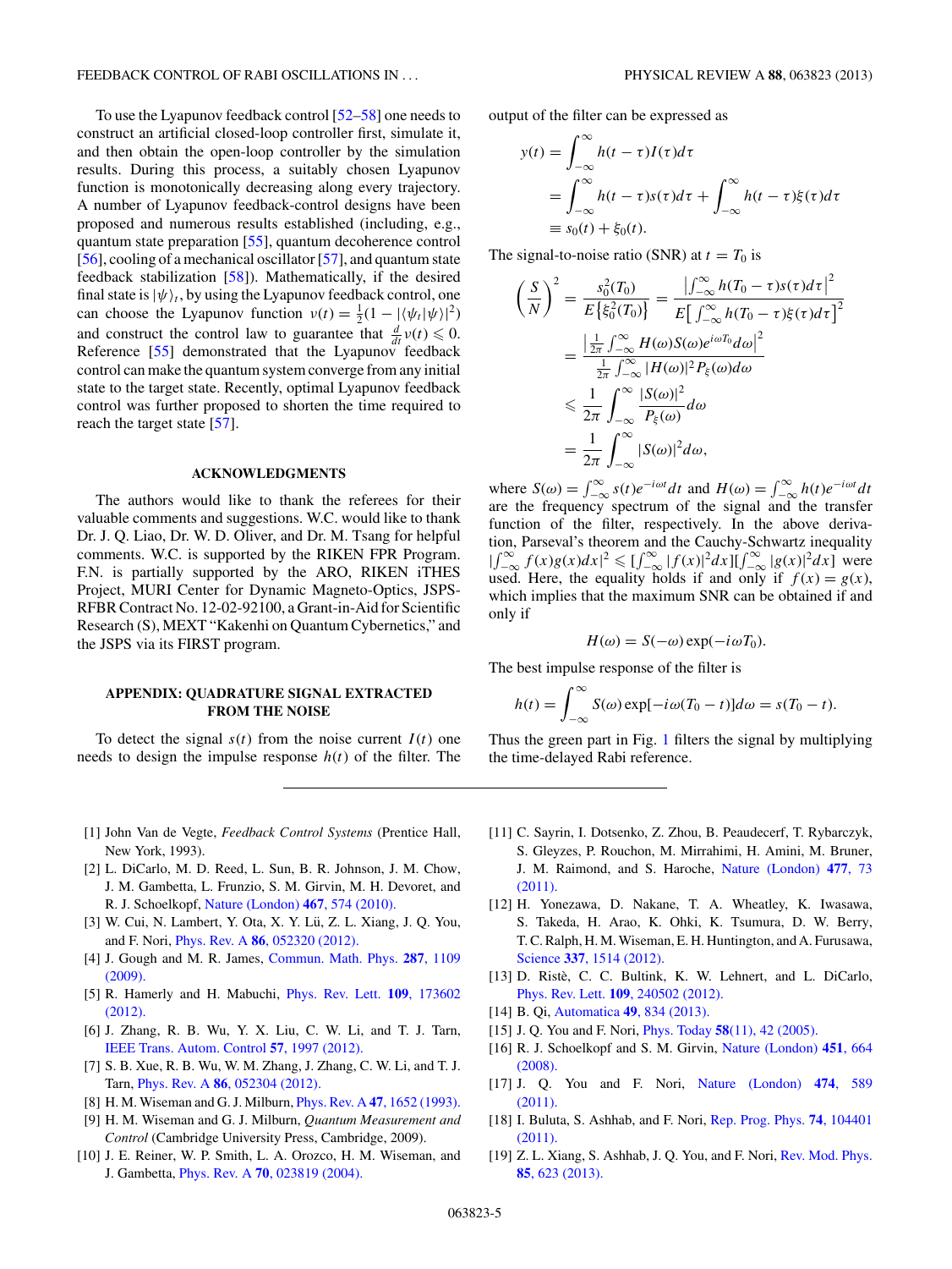To use the Lyapunov feedback control [52–58] one needs to construct an artificial closed-loop controller first, simulate it, and then obtain the open-loop controller by the simulation results. During this process, a suitably chosen Lyapunov function is monotonically decreasing along every trajectory. A number of Lyapunov feedback-control designs have been proposed and numerous results established (including, e.g., quantum state preparation [55], quantum decoherence control [56], cooling of a mechanical oscillator [57], and quantum state feedback stabilization [58]). Mathematically, if the desired final state is $|\psi\rangle_t$, by using the Lyapunov feedback control, one can choose the Lyapunov function $v(t) = \frac{1}{2}(1 - |\langle\psi_t|\psi\rangle|^2)$ and construct the control law to guarantee that $\frac{d}{dt}v(t) \leqslant 0$. Reference [55] demonstrated that the Lyapunov feedback control can make the quantum system converge from any initial state to the target state. Recently, optimal Lyapunov feedback control was further proposed to shorten the time required to reach the target state [57].

## ACKNOWLEDGMENTS

The authors would like to thank the referees for their valuable comments and suggestions. W.C. would like to thank Dr. J. Q. Liao, Dr. W. D. Oliver, and Dr. M. Tsang for helpful comments. W.C. is supported by the RIKEN FPR Program. F.N. is partially supported by the ARO, RIKEN iTHES Project, MURI Center for Dynamic Magneto-Optics, JSPS-RFBR Contract No. 12-02-92100, a Grant-in-Aid for Scientific Research (S), MEXT "Kakenhi on Quantum Cybernetics," and the JSPS via its FIRST program.

## APPENDIX: QUADRATURE SIGNAL EXTRACTED FROM THE NOISE

To detect the signal $s(t)$ from the noise current $I(t)$ one needs to design the impulse response $h(t)$ of the filter. The output of the filter can be expressed as

$$\begin{aligned}
y(t) &= \int_{-\infty}^{\infty} h(t-\tau)I(\tau)d\tau \\
&= \int_{-\infty}^{\infty} h(t-\tau)s(\tau)d\tau + \int_{-\infty}^{\infty} h(t-\tau)\xi(\tau)d\tau \\
&\equiv s_0(t) + \xi_0(t).
\end{aligned}$$

The signal-to-noise ratio (SNR) at $t = T_0$ is

$$\begin{aligned}
\left(\frac{S}{N}\right)^2 &= \frac{s_0^2(T_0)}{E\{\xi_0^2(T_0)\}} = \frac{\left|\int_{-\infty}^{\infty} h(T_0-\tau)s(\tau)d\tau\right|^2}{E\left[\int_{-\infty}^{\infty} h(T_0-\tau)\xi(\tau)d\tau\right]^2} \\
&= \frac{\left|\frac{1}{2\pi}\int_{-\infty}^{\infty} H(\omega)S(\omega)e^{i\omega T_0}d\omega\right|^2}{\frac{1}{2\pi}\int_{-\infty}^{\infty} |H(\omega)|^2 P_\xi(\omega)d\omega} \\
&\leqslant \frac{1}{2\pi}\int_{-\infty}^{\infty} \frac{|S(\omega)|^2}{P_\xi(\omega)}d\omega \\
&= \frac{1}{2\pi}\int_{-\infty}^{\infty} |S(\omega)|^2 d\omega,
\end{aligned}$$

where $S(\omega) = \int_{-\infty}^{\infty} s(t)e^{-i\omega t}dt$ and $H(\omega) = \int_{-\infty}^{\infty} h(t)e^{-i\omega t}dt$ are the frequency spectrum of the signal and the transfer function of the filter, respectively. In the above derivation, Parseval's theorem and the Cauchy-Schwartz inequality $|\int_{-\infty}^{\infty} f(x)g(x)dx|^2 \leqslant [\int_{-\infty}^{\infty} |f(x)|^2 dx][\int_{-\infty}^{\infty} |g(x)|^2 dx]$ were used. Here, the equality holds if and only if $f(x) = g(x)$, which implies that the maximum SNR can be obtained if and only if

$$H(\omega) = S(-\omega)\exp(-i\omega T_0).$$

The best impulse response of the filter is

$$h(t) = \int_{-\infty}^{\infty} S(\omega)\exp[-i\omega(T_0 - t)]d\omega = s(T_0 - t).$$

Thus the green part in Fig. 1 filters the signal by multiplying the time-delayed Rabi reference.

---

[1] John Van de Vegte, *Feedback Control Systems* (Prentice Hall, New York, 1993).

[2] L. DiCarlo, M. D. Reed, L. Sun, B. R. Johnson, J. M. Chow, J. M. Gambetta, L. Frunzio, S. M. Girvin, M. H. Devoret, and R. J. Schoelkopf, Nature (London) **467**, 574 (2010).

[3] W. Cui, N. Lambert, Y. Ota, X. Y. Lü, Z. L. Xiang, J. Q. You, and F. Nori, Phys. Rev. A **86**, 052320 (2012).

[4] J. Gough and M. R. James, Commun. Math. Phys. **287**, 1109 (2009).

[5] R. Hamerly and H. Mabuchi, Phys. Rev. Lett. **109**, 173602 (2012).

[6] J. Zhang, R. B. Wu, Y. X. Liu, C. W. Li, and T. J. Tarn, IEEE Trans. Autom. Control **57**, 1997 (2012).

[7] S. B. Xue, R. B. Wu, W. M. Zhang, J. Zhang, C. W. Li, and T. J. Tarn, Phys. Rev. A **86**, 052304 (2012).

[8] H. M. Wiseman and G. J. Milburn, Phys. Rev. A **47**, 1652 (1993).

[9] H. M. Wiseman and G. J. Milburn, *Quantum Measurement and Control* (Cambridge University Press, Cambridge, 2009).

[10] J. E. Reiner, W. P. Smith, L. A. Orozco, H. M. Wiseman, and J. Gambetta, Phys. Rev. A **70**, 023819 (2004).

[11] C. Sayrin, I. Dotsenko, X. Zhou, B. Peaudecerf, T. Rybarczyk, S. Gleyzes, P. Rouchon, M. Mirrahimi, H. Amini, M. Bruner, J. M. Raimond, and S. Haroche, Nature (London) **477**, 73 (2011).

[12] H. Yonezawa, D. Nakane, T. A. Wheatley, K. Iwasawa, S. Takeda, H. Arao, K. Ohki, K. Tsumura, D. W. Berry, T. C. Ralph, H. M. Wiseman, E. H. Huntington, and A. Furusawa, Science **337**, 1514 (2012).

[13] D. Ristè, C. C. Bultink, K. W. Lehnert, and L. DiCarlo, Phys. Rev. Lett. **109**, 240502 (2012).

[14] B. Qi, Automatica **49**, 834 (2013).

[15] J. Q. You and F. Nori, Phys. Today **58**(11), 42 (2005).

[16] R. J. Schoelkopf and S. M. Girvin, Nature (London) **451**, 664 (2008).

[17] J. Q. You and F. Nori, Nature (London) **474**, 589 (2011).

[18] I. Buluta, S. Ashhab, and F. Nori, Rep. Prog. Phys. **74**, 104401 (2011).

[19] Z. L. Xiang, S. Ashhab, J. Q. You, and F. Nori, Rev. Mod. Phys. **85**, 623 (2013).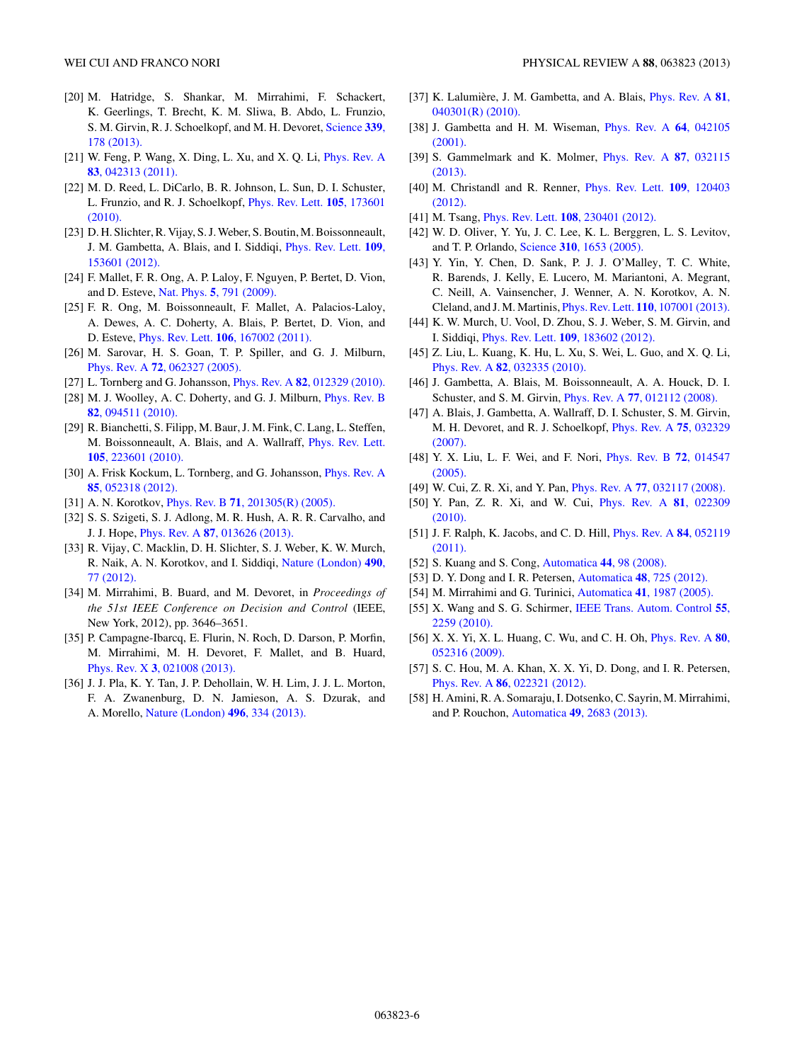[20] M. Hatridge, S. Shankar, M. Mirrahimi, F. Schackert, K. Geerlings, T. Brecht, K. M. Sliwa, B. Abdo, L. Frunzio, S. M. Girvin, R. J. Schoelkopf, and M. H. Devoret, Science **339**, 178 (2013).

[21] W. Feng, P. Wang, X. Ding, L. Xu, and X. Q. Li, Phys. Rev. A **83**, 042313 (2011).

[22] M. D. Reed, L. DiCarlo, B. R. Johnson, L. Sun, D. I. Schuster, L. Frunzio, and R. J. Schoelkopf, Phys. Rev. Lett. **105**, 173601 (2010).

[23] D. H. Slichter, R. Vijay, S. J. Weber, S. Boutin, M. Boissonneault, J. M. Gambetta, A. Blais, and I. Siddiqi, Phys. Rev. Lett. **109**, 153601 (2012).

[24] F. Mallet, F. R. Ong, A. P. Laloy, F. Nguyen, P. Bertet, D. Vion, and D. Esteve, Nat. Phys. **5**, 791 (2009).

[25] F. R. Ong, M. Boissonneault, F. Mallet, A. Palacios-Laloy, A. Dewes, A. C. Doherty, A. Blais, P. Bertet, D. Vion, and D. Esteve, Phys. Rev. Lett. **106**, 167002 (2011).

[26] M. Sarovar, H. S. Goan, T. P. Spiller, and G. J. Milburn, Phys. Rev. A **72**, 062327 (2005).

[27] L. Tornberg and G. Johansson, Phys. Rev. A **82**, 012329 (2010).

[28] M. J. Woolley, A. C. Doherty, and G. J. Milburn, Phys. Rev. B **82**, 094511 (2010).

[29] R. Bianchetti, S. Filipp, M. Baur, J. M. Fink, C. Lang, L. Steffen, M. Boissonneault, A. Blais, and A. Wallraff, Phys. Rev. Lett. **105**, 223601 (2010).

[30] A. Frisk Kockum, L. Tornberg, and G. Johansson, Phys. Rev. A **85**, 052318 (2012).

[31] A. N. Korotkov, Phys. Rev. B **71**, 201305(R) (2005).

[32] S. S. Szigeti, S. J. Adlong, M. R. Hush, A. R. R. Carvalho, and J. J. Hope, Phys. Rev. A **87**, 013626 (2013).

[33] R. Vijay, C. Macklin, D. H. Slichter, S. J. Weber, K. W. Murch, R. Naik, A. N. Korotkov, and I. Siddiqi, Nature (London) **490**, 77 (2012).

[34] M. Mirrahimi, B. Buard, and M. Devoret, in *Proceedings of the 51st IEEE Conference on Decision and Control* (IEEE, New York, 2012), pp. 3646–3651.

[35] P. Campagne-Ibarcq, E. Flurin, N. Roch, D. Darson, P. Morfin, M. Mirrahimi, M. H. Devoret, F. Mallet, and B. Huard, Phys. Rev. X **3**, 021008 (2013).

[36] J. J. Pla, K. Y. Tan, J. P. Dehollain, W. H. Lim, J. J. L. Morton, F. A. Zwanenburg, D. N. Jamieson, A. S. Dzurak, and A. Morello, Nature (London) **496**, 334 (2013).

[37] K. Lalumière, J. M. Gambetta, and A. Blais, Phys. Rev. A **81**, 040301(R) (2010).

[38] J. Gambetta and H. M. Wiseman, Phys. Rev. A **64**, 042105 (2001).

[39] S. Gammelmark and K. Molmer, Phys. Rev. A **87**, 032115 (2013).

[40] M. Christandl and R. Renner, Phys. Rev. Lett. **109**, 120403 (2012).

[41] M. Tsang, Phys. Rev. Lett. **108**, 230401 (2012).

[42] W. D. Oliver, Y. Yu, J. C. Lee, K. L. Berggren, L. S. Levitov, and T. P. Orlando, Science **310**, 1653 (2005).

[43] Y. Yin, Y. Chen, D. Sank, P. J. J. O'Malley, T. C. White, R. Barends, J. Kelly, E. Lucero, M. Mariantoni, A. Megrant, C. Neill, A. Vainsencher, J. Wenner, A. N. Korotkov, A. N. Cleland, and J. M. Martinis, Phys. Rev. Lett. **110**, 107001 (2013).

[44] K. W. Murch, U. Vool, D. Zhou, S. J. Weber, S. M. Girvin, and I. Siddiqi, Phys. Rev. Lett. **109**, 183602 (2012).

[45] Z. Liu, L. Kuang, K. Hu, L. Xu, S. Wei, L. Guo, and X. Q. Li, Phys. Rev. A **82**, 032335 (2010).

[46] J. Gambetta, A. Blais, M. Boissonneault, A. A. Houck, D. I. Schuster, and S. M. Girvin, Phys. Rev. A **77**, 012112 (2008).

[47] A. Blais, J. Gambetta, A. Wallraff, D. I. Schuster, S. M. Girvin, M. H. Devoret, and R. J. Schoelkopf, Phys. Rev. A **75**, 032329 (2007).

[48] Y. X. Liu, L. F. Wei, and F. Nori, Phys. Rev. B **72**, 014547 (2005).

[49] W. Cui, Z. R. Xi, and Y. Pan, Phys. Rev. A **77**, 032117 (2008).

[50] Y. Pan, Z. R. Xi, and W. Cui, Phys. Rev. A **81**, 022309 (2010).

[51] J. F. Ralph, K. Jacobs, and C. D. Hill, Phys. Rev. A **84**, 052119 (2011).

[52] S. Kuang and S. Cong, Automatica **44**, 98 (2008).

[53] D. Y. Dong and I. R. Petersen, Automatica **48**, 725 (2012).

[54] M. Mirrahimi and G. Turinici, Automatica **41**, 1987 (2005).

[55] X. Wang and S. G. Schirmer, IEEE Trans. Autom. Control **55**, 2259 (2010).

[56] X. X. Yi, X. L. Huang, C. Wu, and C. H. Oh, Phys. Rev. A **80**, 052316 (2009).

[57] S. C. Hou, M. A. Khan, X. X. Yi, D. Dong, and I. R. Petersen, Phys. Rev. A **86**, 022321 (2012).

[58] H. Amini, R. A. Somaraju, I. Dotsenko, C. Sayrin, M. Mirrahimi, and P. Rouchon, Automatica **49**, 2683 (2013).